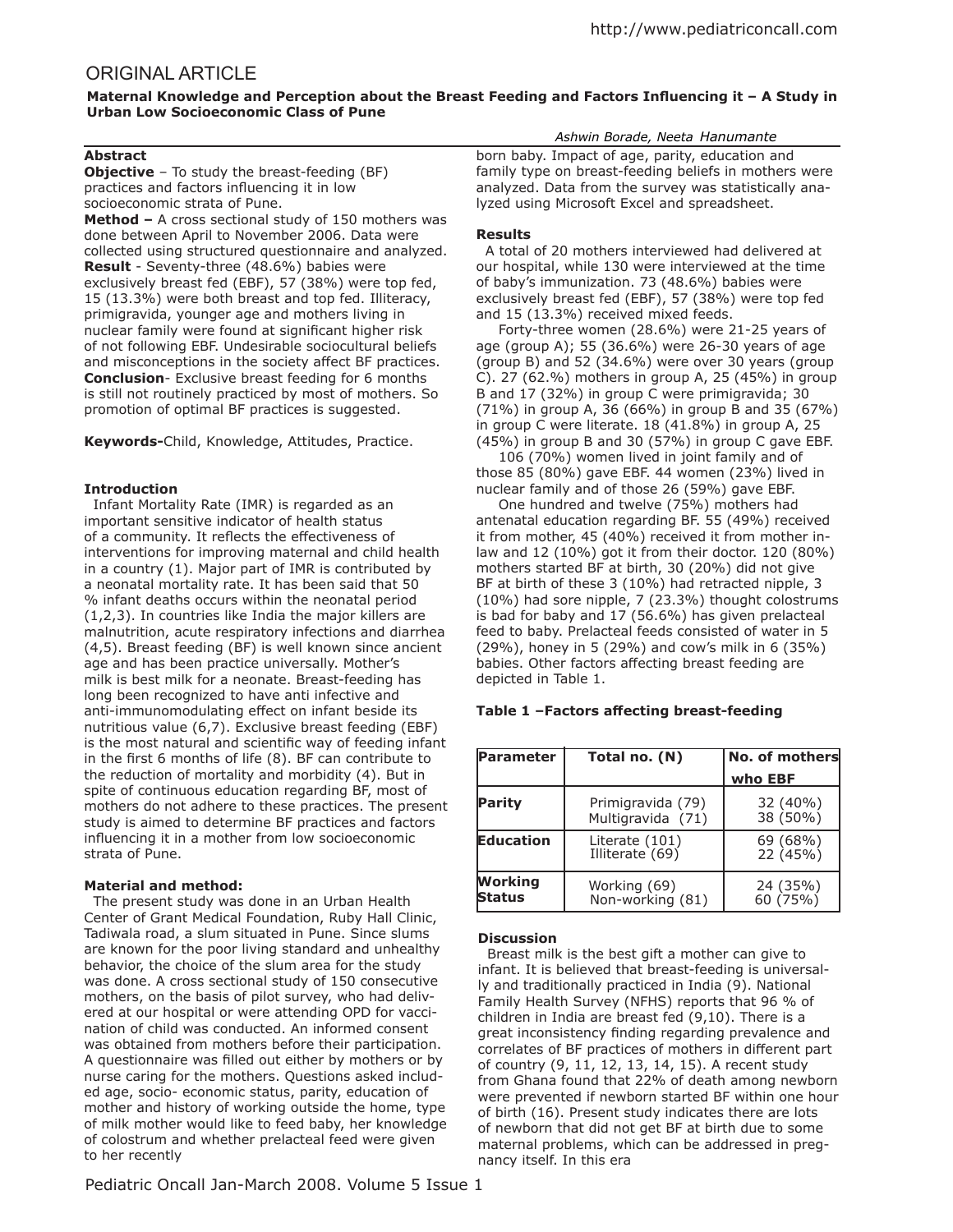# ORIGINAL ARTICLE

**Maternal Knowledge and Perception about the Breast Feeding and Factors Influencing it – A Study in Urban Low Socioeconomic Class of Pune**

*Ashwin Borade, Neeta Hanumante*

### Abstract

**Objective** – To study the breast-feeding (BF) practices and factors influencing it in low socioeconomic strata of Pune.

**Method –** A cross sectional study of 150 mothers was done between April to November 2006. Data were collected using structured questionnaire and analyzed.

**Result** - Seventy-three (48.6%) babies were exclusively breast fed (EBF), 57 (38%) were top fed, 15 (13.3%) were both breast and top fed. Illiteracy, primigravida, younger age and mothers living in nuclear family were found at significant higher risk of not following EBF. Undesirable sociocultural beliefs and misconceptions in the society affect BF practices.

**Conclusion**- Exclusive breast feeding for 6 months is still not routinely practiced by most of mothers. So promotion of optimal BF practices is suggested.

**Keywords-**Child, Knowledge, Attitudes, Practice.

### Introduction

Infant Mortality Rate (IMR) is regarded as an important sensitive indicator of health status of a community. It reflects the effectiveness of interventions for improving maternal and child health in a country (1). Major part of IMR is contributed by a neonatal mortality rate. It has been said that 50 % infant deaths occurs within the neonatal period (1,2,3). In countries like India the major killers are malnutrition, acute respiratory infections and diarrhea (4,5). Breast feeding (BF) is well known since ancient age and has been practice universally. Mother's milk is best milk for a neonate. Breast-feeding has long been recognized to have anti infective and anti-immunomodulating effect on infant beside its nutritious value (6,7). Exclusive breast feeding (EBF) is the most natural and scientific way of feeding infant in the first 6 months of life (8). BF can contribute to the reduction of mortality and morbidity (4). But in spite of continuous education regarding BF, most of mothers do not adhere to these practices. The present study is aimed to determine BF practices and factors influencing it in a mother from low socioeconomic strata of Pune.

### Material and method:

The present study was done in an Urban Health Center of Grant Medical Foundation, Ruby Hall Clinic, Tadiwala road, a slum situated in Pune. Since slums are known for the poor living standard and unhealthy behavior, the choice of the slum area for the study was done. A cross sectional study of 150 consecutive mothers, on the basis of pilot survey, who had delivered at our hospital or were attending OPD for vaccination of child was conducted. An informed consent was obtained from mothers before their participation. A questionnaire was filled out either by mothers or by nurse caring for the mothers. Questions asked included age, socio- economic status, parity, education of mother and history of working outside the home, type of milk mother would like to feed baby, her knowledge of colostrum and whether prelacteal feed were given to her recently born baby. Impact of age, parity, education and family type on breast-feeding beliefs in mothers were analyzed. Data from the survey was statistically analyzed using Microsoft Excel and spreadsheet.

### Results

A total of 20 mothers interviewed had delivered at our hospital, while 130 were interviewed at the time of baby's immunization. 73 (48.6%) babies were exclusively breast fed (EBF), 57 (38%) were top fed and 15 (13.3%) received mixed feeds.

Forty-three women (28.6%) were 21-25 years of age (group A); 55 (36.6%) were 26-30 years of age (group B) and 52 (34.6%) were over 30 years (group C). 27 (62.%) mothers in group A, 25 (45%) in group B and 17 (32%) in group C were primigravida; 30 (71%) in group A, 36 (66%) in group B and 35 (67%) in group C were literate. 18 (41.8%) in group A, 25 (45%) in group B and 30 (57%) in group C gave EBF.

106 (70%) women lived in joint family and of those 85 (80%) gave EBF. 44 women (23%) lived in nuclear family and of those 26 (59%) gave EBF.

One hundred and twelve (75%) mothers had antenatal education regarding BF. 55 (49%) received it from mother, 45 (40%) received it from mother in-law and 12 (10%) got it from their doctor. 120 (80%) mothers started BF at birth, 30 (20%) did not give BF at birth of these 3 (10%) had retracted nipple, 3 (10%) had sore nipple, 7 (23.3%) thought colostrums is bad for baby and 17 (56.6%) has given prelacteal feed to baby. Prelacteal feeds consisted of water in 5 (29%), honey in 5 (29%) and cow's milk in 6 (35%) babies. Other factors affecting breast feeding are depicted in Table 1.

**Table 1 –Factors affecting breast-feeding**

| Parameter | Total no. (N) | No. of mothers who EBF |
|---|---|---|
| Parity | Primigravida (79)<br>Multigravida (71) | 32 (40%)<br>38 (50%) |
| Education | Literate (101)<br>Illiterate (69) | 69 (68%)<br>22 (45%) |
| Working Status | Working (69)<br>Non-working (81) | 24 (35%)<br>60 (75%) |

### Discussion

Breast milk is the best gift a mother can give to infant. It is believed that breast-feeding is universally and traditionally practiced in India (9). National Family Health Survey (NFHS) reports that 96 % of children in India are breast fed (9,10). There is a great inconsistency finding regarding prevalence and correlates of BF practices of mothers in different part of country (9, 11, 12, 13, 14, 15). A recent study from Ghana found that 22% of death among newborn were prevented if newborn started BF within one hour of birth (16). Present study indicates there are lots of newborn that did not get BF at birth due to some maternal problems, which can be addressed in pregnancy itself. In this era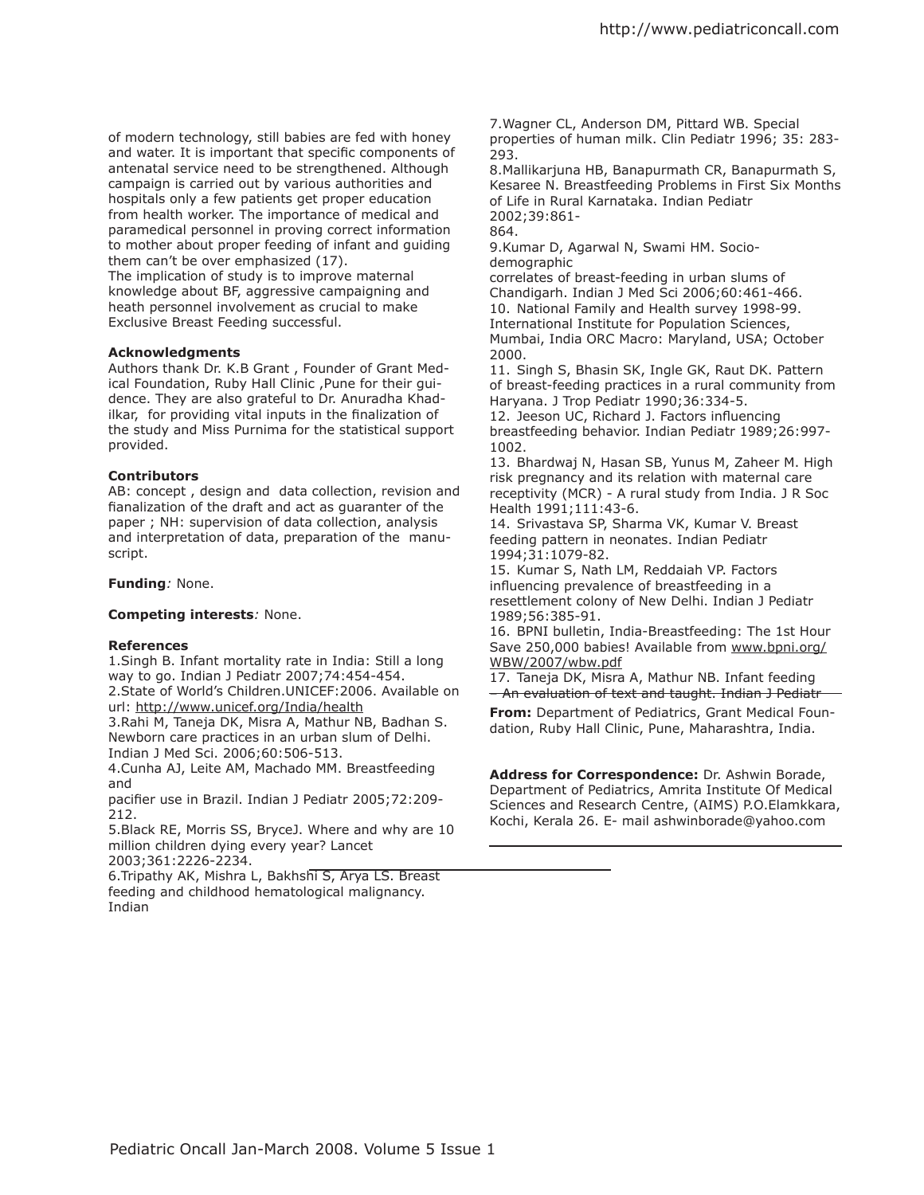of modern technology, still babies are fed with honey and water. It is important that specific components of antenatal service need to be strengthened. Although campaign is carried out by various authorities and hospitals only a few patients get proper education from health worker. The importance of medical and paramedical personnel in proving correct information to mother about proper feeding of infant and guiding them can't be over emphasized (17).

The implication of study is to improve maternal knowledge about BF, aggressive campaigning and heath personnel involvement as crucial to make Exclusive Breast Feeding successful.

**Acknowledgments**

Authors thank Dr. K.B Grant , Founder of Grant Medical Foundation, Ruby Hall Clinic ,Pune for their guidence. They are also grateful to Dr. Anuradha Khadilkar, for providing vital inputs in the finalization of the study and Miss Purnima for the statistical support provided.

**Contributors**

AB: concept , design and data collection, revision and fianalization of the draft and act as guaranter of the paper ; NH: supervision of data collection, analysis and interpretation of data, preparation of the manuscript.

**Funding***:* None.

**Competing interests***:* None.

**References**

1.Singh B. Infant mortality rate in India: Still a long way to go. Indian J Pediatr 2007;74:454-454.
2.State of World's Children.UNICEF:2006. Available on url: http://www.unicef.org/India/health
3.Rahi M, Taneja DK, Misra A, Mathur NB, Badhan S. Newborn care practices in an urban slum of Delhi. Indian J Med Sci. 2006;60:506-513.
4.Cunha AJ, Leite AM, Machado MM. Breastfeeding and pacifier use in Brazil. Indian J Pediatr 2005;72:209-212.
5.Black RE, Morris SS, BryceJ. Where and why are 10 million children dying every year? Lancet 2003;361:2226-2234.
6.Tripathy AK, Mishra L, Bakhshi S, Arya LS. Breast feeding and childhood hematological malignancy. Indian
7.Wagner CL, Anderson DM, Pittard WB. Special properties of human milk. Clin Pediatr 1996; 35: 283-293.
8.Mallikarjuna HB, Banapurmath CR, Banapurmath S, Kesaree N. Breastfeeding Problems in First Six Months of Life in Rural Karnataka. Indian Pediatr 2002;39:861-864.
9.Kumar D, Agarwal N, Swami HM. Socio-demographic correlates of breast-feeding in urban slums of Chandigarh. Indian J Med Sci 2006;60:461-466.
10. National Family and Health survey 1998-99. International Institute for Population Sciences, Mumbai, India ORC Macro: Maryland, USA; October 2000.
11. Singh S, Bhasin SK, Ingle GK, Raut DK. Pattern of breast-feeding practices in a rural community from Haryana. J Trop Pediatr 1990;36:334-5.
12. Jeeson UC, Richard J. Factors influencing breastfeeding behavior. Indian Pediatr 1989;26:997-1002.
13. Bhardwaj N, Hasan SB, Yunus M, Zaheer M. High risk pregnancy and its relation with maternal care receptivity (MCR) - A rural study from India. J R Soc Health 1991;111:43-6.
14. Srivastava SP, Sharma VK, Kumar V. Breast feeding pattern in neonates. Indian Pediatr 1994;31:1079-82.
15. Kumar S, Nath LM, Reddaiah VP. Factors influencing prevalence of breastfeeding in a resettlement colony of New Delhi. Indian J Pediatr 1989;56:385-91.
16. BPNI bulletin, India-Breastfeeding: The 1st Hour Save 250,000 babies! Available from www.bpni.org/WBW/2007/wbw.pdf
17. Taneja DK, Misra A, Mathur NB. Infant feeding – An evaluation of text and taught. Indian J Pediatr

**From:** Department of Pediatrics, Grant Medical Foundation, Ruby Hall Clinic, Pune, Maharashtra, India.

**Address for Correspondence:** Dr. Ashwin Borade, Department of Pediatrics, Amrita Institute Of Medical Sciences and Research Centre, (AIMS) P.O.Elamkkara, Kochi, Kerala 26. E- mail ashwinborade@yahoo.com